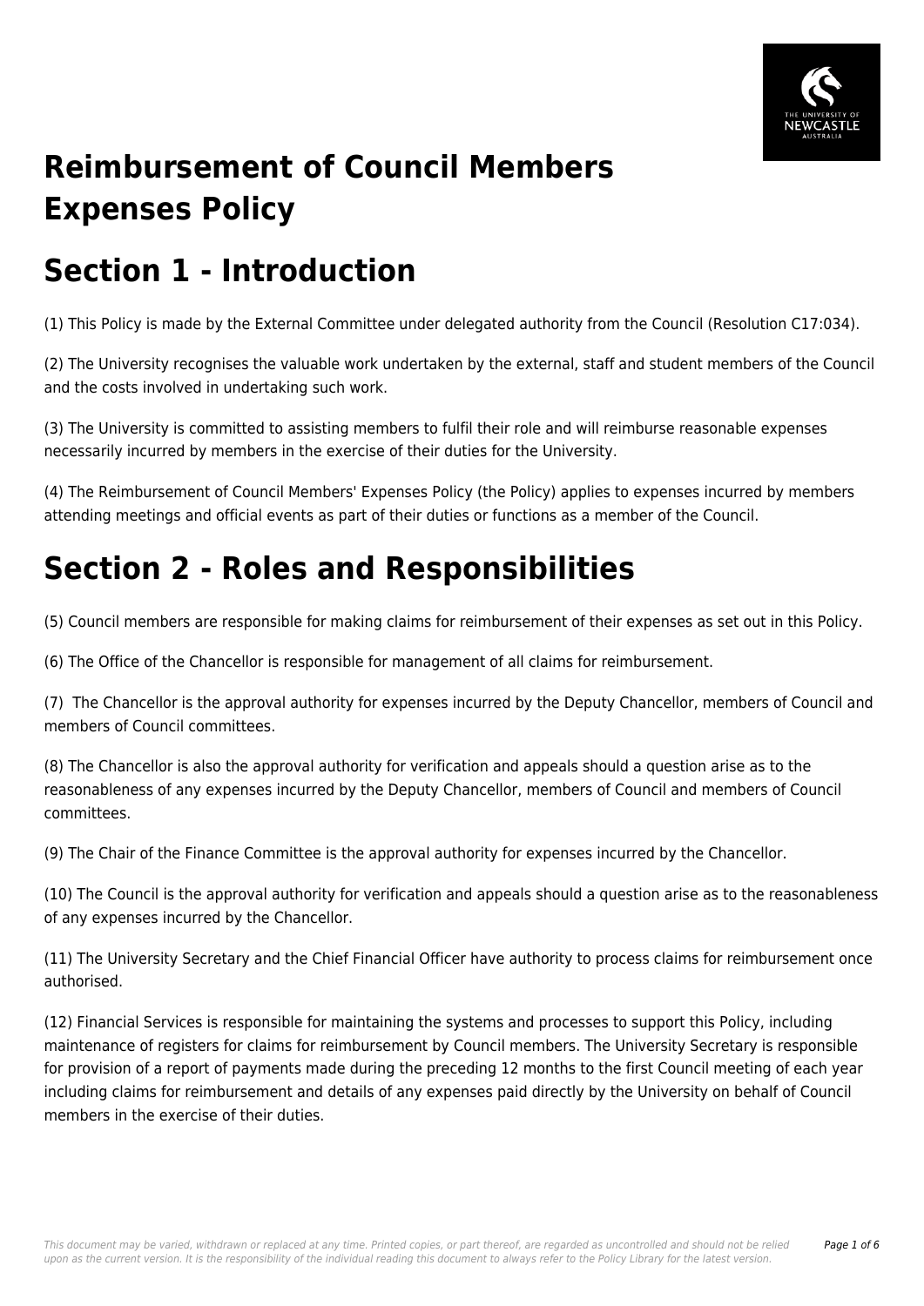# Reimbursement of Council Members Expenses Policy

## Section 1 - Introduction

(1) This Policy is made by the External Committee under delegated authority from the Council (Resolution C17:034).

(2) The University recognises the valuable work undertaken by the external, staff and student members of the Council and the costs involved in undertaking such work.

(3) The University is committed to assisting members to fulfil their role and will reimburse reasonable expenses necessarily incurred by members in the exercise of their duties for the University.

(4) The Reimbursement of Council Members' Expenses Policy (the Policy) applies to expenses incurred by members attending meetings and official events as part of their duties or functions as a member of the Council.

## Section 2 - Roles and Responsibilities

(5) Council members are responsible for making claims for reimbursement of their expenses as set out in this Policy.

(6) The Office of the Chancellor is responsible for management of all claims for reimbursement.

(7) The Chancellor is the approval authority for expenses incurred by the Deputy Chancellor, members of Council and members of Council committees.

(8) The Chancellor is also the approval authority for verification and appeals should a question arise as to the reasonableness of any expenses incurred by the Deputy Chancellor, members of Council and members of Council committees.

(9) The Chair of the Finance Committee is the approval authority for expenses incurred by the Chancellor.

(10) The Council is the approval authority for verification and appeals should a question arise as to the reasonableness of any expenses incurred by the Chancellor.

(11) The University Secretary and the Chief Financial Officer have authority to process claims for reimbursement once authorised.

(12) Financial Services is responsible for maintaining the systems and processes to support this Policy, including maintenance of registers for claims for reimbursement by Council members. The University Secretary is responsible for provision of a report of payments made during the preceding 12 months to the first Council meeting of each year including claims for reimbursement and details of any expenses paid directly by the University on behalf of Council members in the exercise of their duties.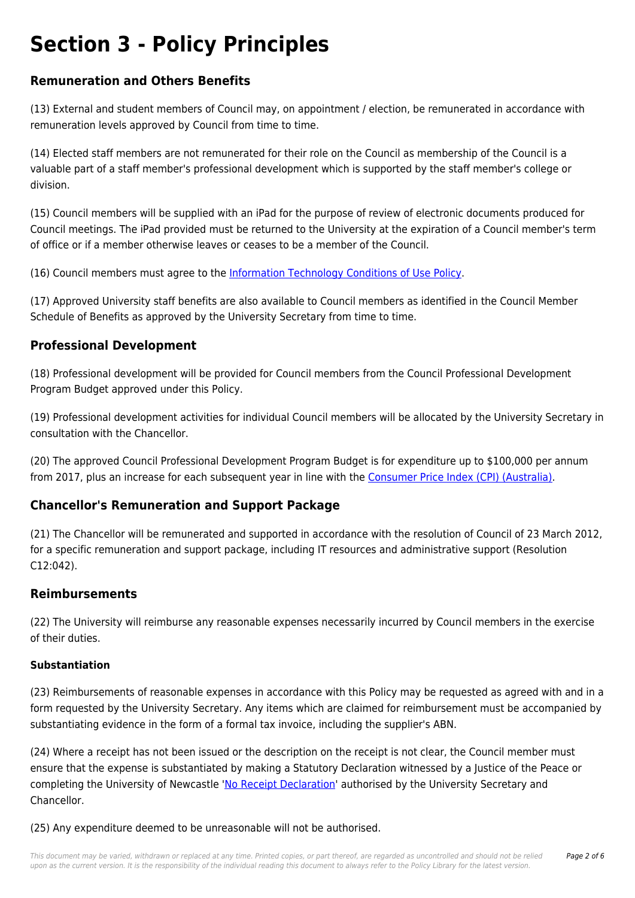# Section 3 - Policy Principles

## Remuneration and Others Benefits

(13) External and student members of Council may, on appointment / election, be remunerated in accordance with remuneration levels approved by Council from time to time.

(14) Elected staff members are not remunerated for their role on the Council as membership of the Council is a valuable part of a staff member's professional development which is supported by the staff member's college or division.

(15) Council members will be supplied with an iPad for the purpose of review of electronic documents produced for Council meetings. The iPad provided must be returned to the University at the expiration of a Council member's term of office or if a member otherwise leaves or ceases to be a member of the Council.

(16) Council members must agree to the Information Technology Conditions of Use Policy.

(17) Approved University staff benefits are also available to Council members as identified in the Council Member Schedule of Benefits as approved by the University Secretary from time to time.

## Professional Development

(18) Professional development will be provided for Council members from the Council Professional Development Program Budget approved under this Policy.

(19) Professional development activities for individual Council members will be allocated by the University Secretary in consultation with the Chancellor.

(20) The approved Council Professional Development Program Budget is for expenditure up to $100,000 per annum from 2017, plus an increase for each subsequent year in line with the Consumer Price Index (CPI) (Australia).

## Chancellor's Remuneration and Support Package

(21) The Chancellor will be remunerated and supported in accordance with the resolution of Council of 23 March 2012, for a specific remuneration and support package, including IT resources and administrative support (Resolution C12:042).

## Reimbursements

(22) The University will reimburse any reasonable expenses necessarily incurred by Council members in the exercise of their duties.

### Substantiation

(23) Reimbursements of reasonable expenses in accordance with this Policy may be requested as agreed with and in a form requested by the University Secretary. Any items which are claimed for reimbursement must be accompanied by substantiating evidence in the form of a formal tax invoice, including the supplier's ABN.

(24) Where a receipt has not been issued or the description on the receipt is not clear, the Council member must ensure that the expense is substantiated by making a Statutory Declaration witnessed by a Justice of the Peace or completing the University of Newcastle 'No Receipt Declaration' authorised by the University Secretary and Chancellor.

(25) Any expenditure deemed to be unreasonable will not be authorised.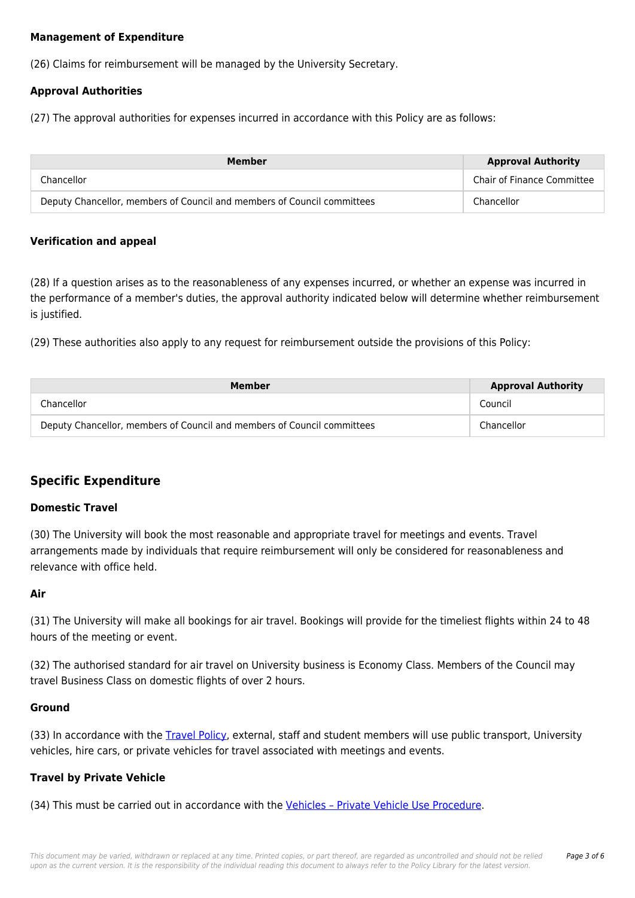### Management of Expenditure

(26) Claims for reimbursement will be managed by the University Secretary.

### Approval Authorities

(27) The approval authorities for expenses incurred in accordance with this Policy are as follows:

| Member | Approval Authority |
|---|---|
| Chancellor | Chair of Finance Committee |
| Deputy Chancellor, members of Council and members of Council committees | Chancellor |

### Verification and appeal

(28) If a question arises as to the reasonableness of any expenses incurred, or whether an expense was incurred in the performance of a member's duties, the approval authority indicated below will determine whether reimbursement is justified.

(29) These authorities also apply to any request for reimbursement outside the provisions of this Policy:

| Member | Approval Authority |
|---|---|
| Chancellor | Council |
| Deputy Chancellor, members of Council and members of Council committees | Chancellor |

## Specific Expenditure

### Domestic Travel

(30) The University will book the most reasonable and appropriate travel for meetings and events. Travel arrangements made by individuals that require reimbursement will only be considered for reasonableness and relevance with office held.

### Air

(31) The University will make all bookings for air travel. Bookings will provide for the timeliest flights within 24 to 48 hours of the meeting or event.

(32) The authorised standard for air travel on University business is Economy Class. Members of the Council may travel Business Class on domestic flights of over 2 hours.

### Ground

(33) In accordance with the Travel Policy, external, staff and student members will use public transport, University vehicles, hire cars, or private vehicles for travel associated with meetings and events.

### Travel by Private Vehicle

(34) This must be carried out in accordance with the Vehicles – Private Vehicle Use Procedure.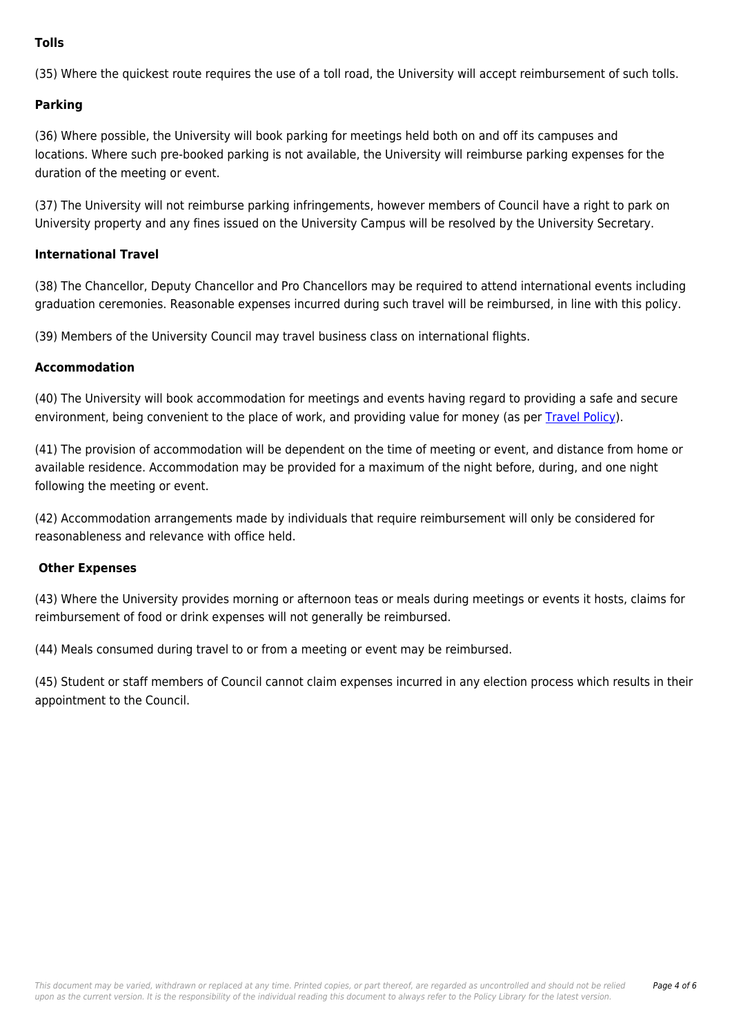### Tolls

(35) Where the quickest route requires the use of a toll road, the University will accept reimbursement of such tolls.

### Parking

(36) Where possible, the University will book parking for meetings held both on and off its campuses and locations. Where such pre-booked parking is not available, the University will reimburse parking expenses for the duration of the meeting or event.

(37) The University will not reimburse parking infringements, however members of Council have a right to park on University property and any fines issued on the University Campus will be resolved by the University Secretary.

### International Travel

(38) The Chancellor, Deputy Chancellor and Pro Chancellors may be required to attend international events including graduation ceremonies. Reasonable expenses incurred during such travel will be reimbursed, in line with this policy.

(39) Members of the University Council may travel business class on international flights.

### Accommodation

(40) The University will book accommodation for meetings and events having regard to providing a safe and secure environment, being convenient to the place of work, and providing value for money (as per Travel Policy).

(41) The provision of accommodation will be dependent on the time of meeting or event, and distance from home or available residence. Accommodation may be provided for a maximum of the night before, during, and one night following the meeting or event.

(42) Accommodation arrangements made by individuals that require reimbursement will only be considered for reasonableness and relevance with office held.

### Other Expenses

(43) Where the University provides morning or afternoon teas or meals during meetings or events it hosts, claims for reimbursement of food or drink expenses will not generally be reimbursed.

(44) Meals consumed during travel to or from a meeting or event may be reimbursed.

(45) Student or staff members of Council cannot claim expenses incurred in any election process which results in their appointment to the Council.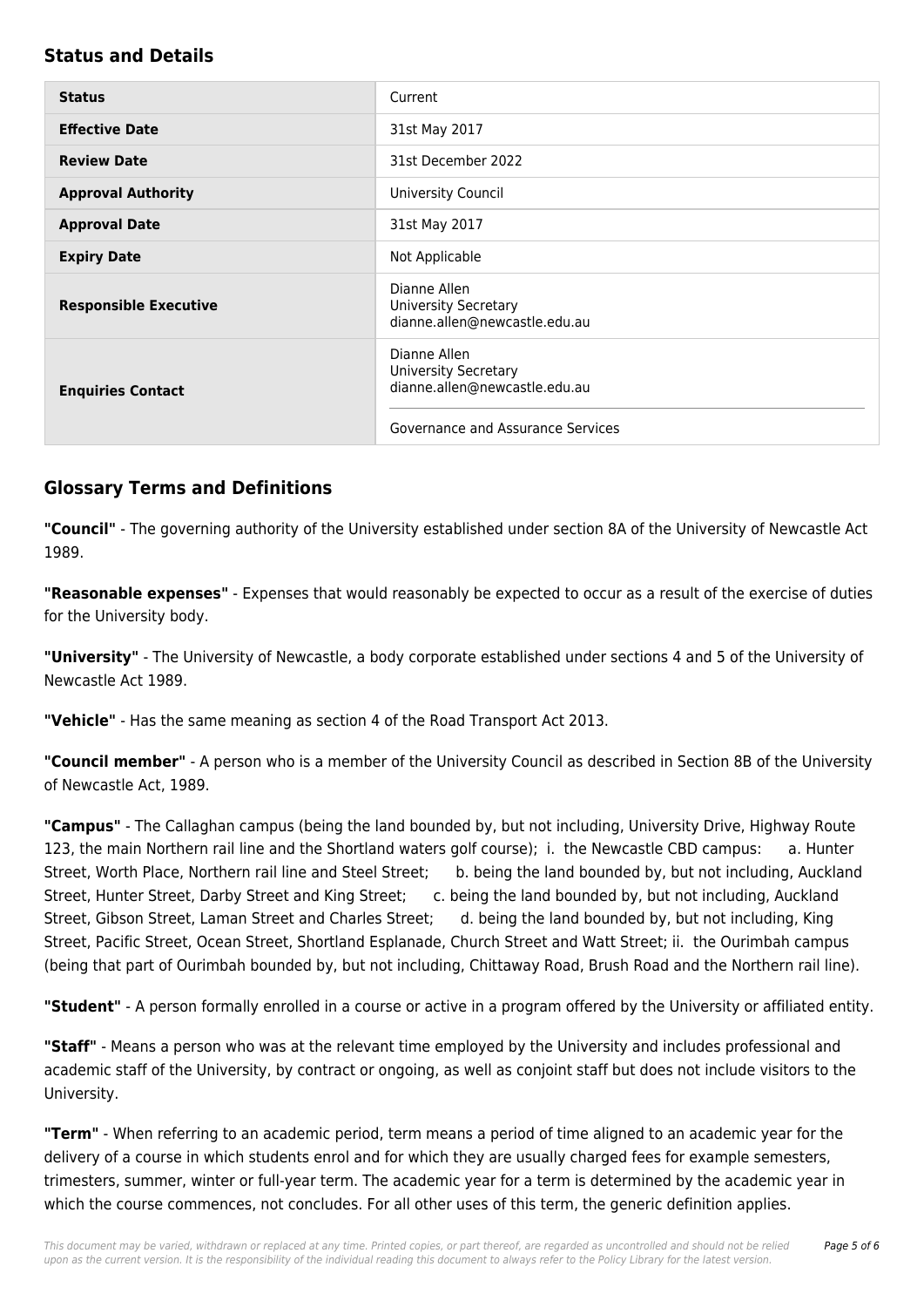## Status and Details

| Status | Current |
| --- | --- |
| **Effective Date** | 31st May 2017 |
| **Review Date** | 31st December 2022 |
| **Approval Authority** | University Council |
| **Approval Date** | 31st May 2017 |
| **Expiry Date** | Not Applicable |
| **Responsible Executive** | Dianne Allen<br>University Secretary<br>dianne.allen@newcastle.edu.au |
| **Enquiries Contact** | Dianne Allen<br>University Secretary<br>dianne.allen@newcastle.edu.au<br><br>Governance and Assurance Services |

## Glossary Terms and Definitions

**"Council"** - The governing authority of the University established under section 8A of the University of Newcastle Act 1989.

**"Reasonable expenses"** - Expenses that would reasonably be expected to occur as a result of the exercise of duties for the University body.

**"University"** - The University of Newcastle, a body corporate established under sections 4 and 5 of the University of Newcastle Act 1989.

**"Vehicle"** - Has the same meaning as section 4 of the Road Transport Act 2013.

**"Council member"** - A person who is a member of the University Council as described in Section 8B of the University of Newcastle Act, 1989.

**"Campus"** - The Callaghan campus (being the land bounded by, but not including, University Drive, Highway Route 123, the main Northern rail line and the Shortland waters golf course); i. the Newcastle CBD campus: a. Hunter Street, Worth Place, Northern rail line and Steel Street; b. being the land bounded by, but not including, Auckland Street, Hunter Street, Darby Street and King Street; c. being the land bounded by, but not including, Auckland Street, Gibson Street, Laman Street and Charles Street; d. being the land bounded by, but not including, King Street, Pacific Street, Ocean Street, Shortland Esplanade, Church Street and Watt Street; ii. the Ourimbah campus (being that part of Ourimbah bounded by, but not including, Chittaway Road, Brush Road and the Northern rail line).

**"Student"** - A person formally enrolled in a course or active in a program offered by the University or affiliated entity.

**"Staff"** - Means a person who was at the relevant time employed by the University and includes professional and academic staff of the University, by contract or ongoing, as well as conjoint staff but does not include visitors to the University.

**"Term"** - When referring to an academic period, term means a period of time aligned to an academic year for the delivery of a course in which students enrol and for which they are usually charged fees for example semesters, trimesters, summer, winter or full-year term. The academic year for a term is determined by the academic year in which the course commences, not concludes. For all other uses of this term, the generic definition applies.

*This document may be varied, withdrawn or replaced at any time. Printed copies, or part thereof, are regarded as uncontrolled and should not be relied upon as the current version. It is the responsibility of the individual reading this document to always refer to the Policy Library for the latest version.*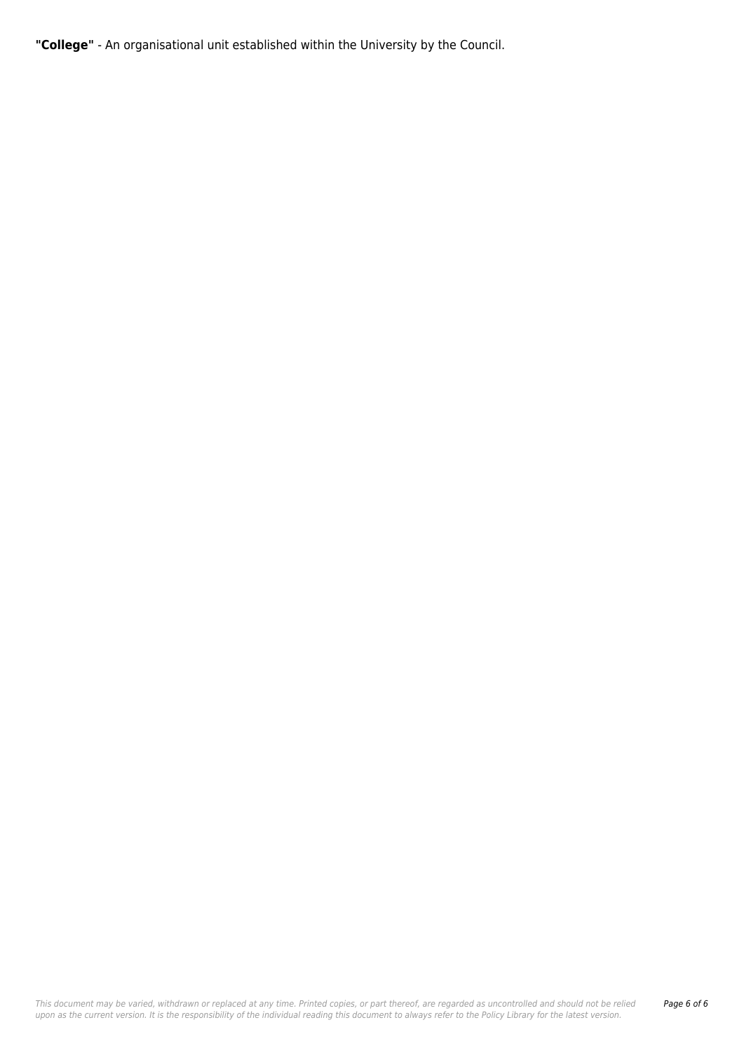**"College"** - An organisational unit established within the University by the Council.